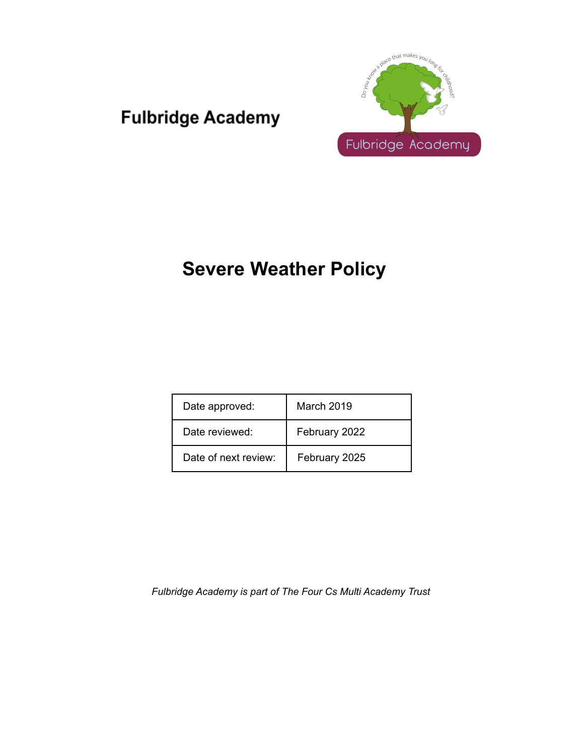Fulbridge Academy

# Severe Weather Policy

| Date approved: | March 2019 |
|---|---|
| Date reviewed: | February 2022 |
| Date of next review: | February 2025 |

*Fulbridge Academy is part of The Four Cs Multi Academy Trust*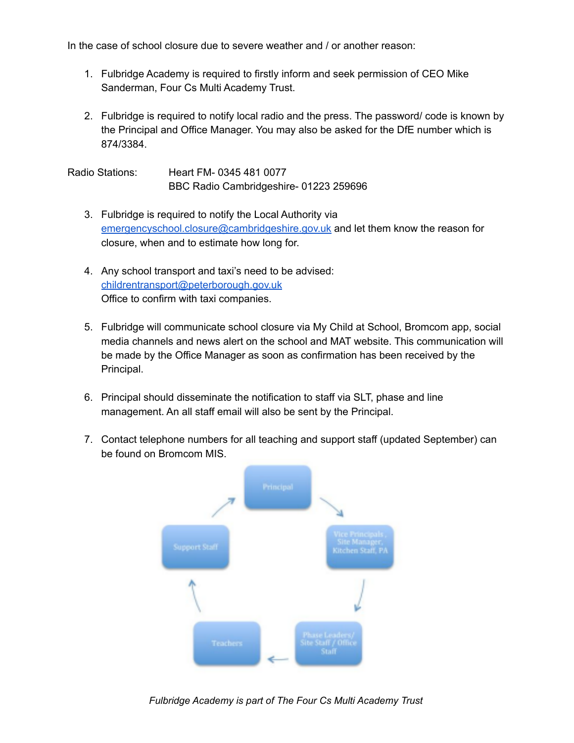In the case of school closure due to severe weather and / or another reason:

1. Fulbridge Academy is required to firstly inform and seek permission of CEO Mike Sanderman, Four Cs Multi Academy Trust.

2. Fulbridge is required to notify local radio and the press. The password/ code is known by the Principal and Office Manager. You may also be asked for the DfE number which is 874/3384.

Radio Stations: Heart FM- 0345 481 0077
BBC Radio Cambridgeshire- 01223 259696

3. Fulbridge is required to notify the Local Authority via emergencyschool.closure@cambridgeshire.gov.uk and let them know the reason for closure, when and to estimate how long for.

4. Any school transport and taxi's need to be advised: childrentransport@peterborough.gov.uk
Office to confirm with taxi companies.

5. Fulbridge will communicate school closure via My Child at School, Bromcom app, social media channels and news alert on the school and MAT website. This communication will be made by the Office Manager as soon as confirmation has been received by the Principal.

6. Principal should disseminate the notification to staff via SLT, phase and line management. An all staff email will also be sent by the Principal.

7. Contact telephone numbers for all teaching and support staff (updated September) can be found on Bromcom MIS.

Principal

Vice Principals, Site Manager, Kitchen Staff, PA

Phase Leaders/ Site Staff / Office Staff

Teachers

Support Staff

*Fulbridge Academy is part of The Four Cs Multi Academy Trust*